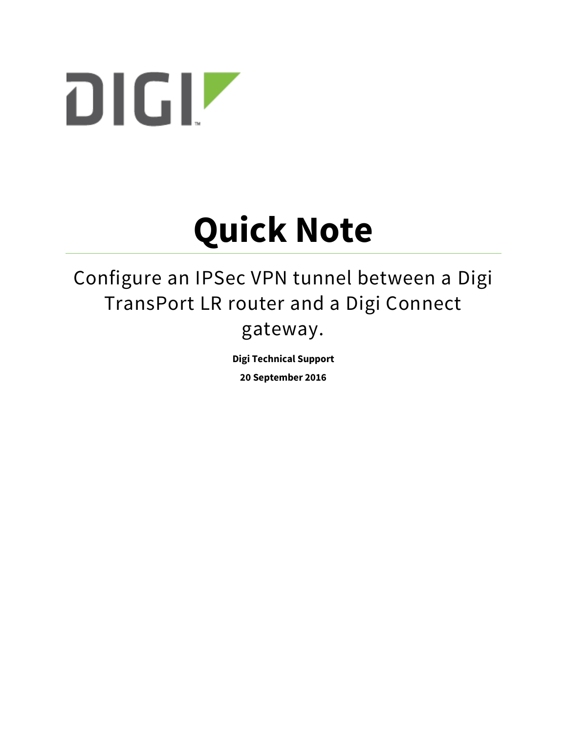# Quick Note

## Configure an IPSec VPN tunnel between a Digi TransPort LR router and a Digi Connect gateway.

**Digi Technical Support**

**20 September 2016**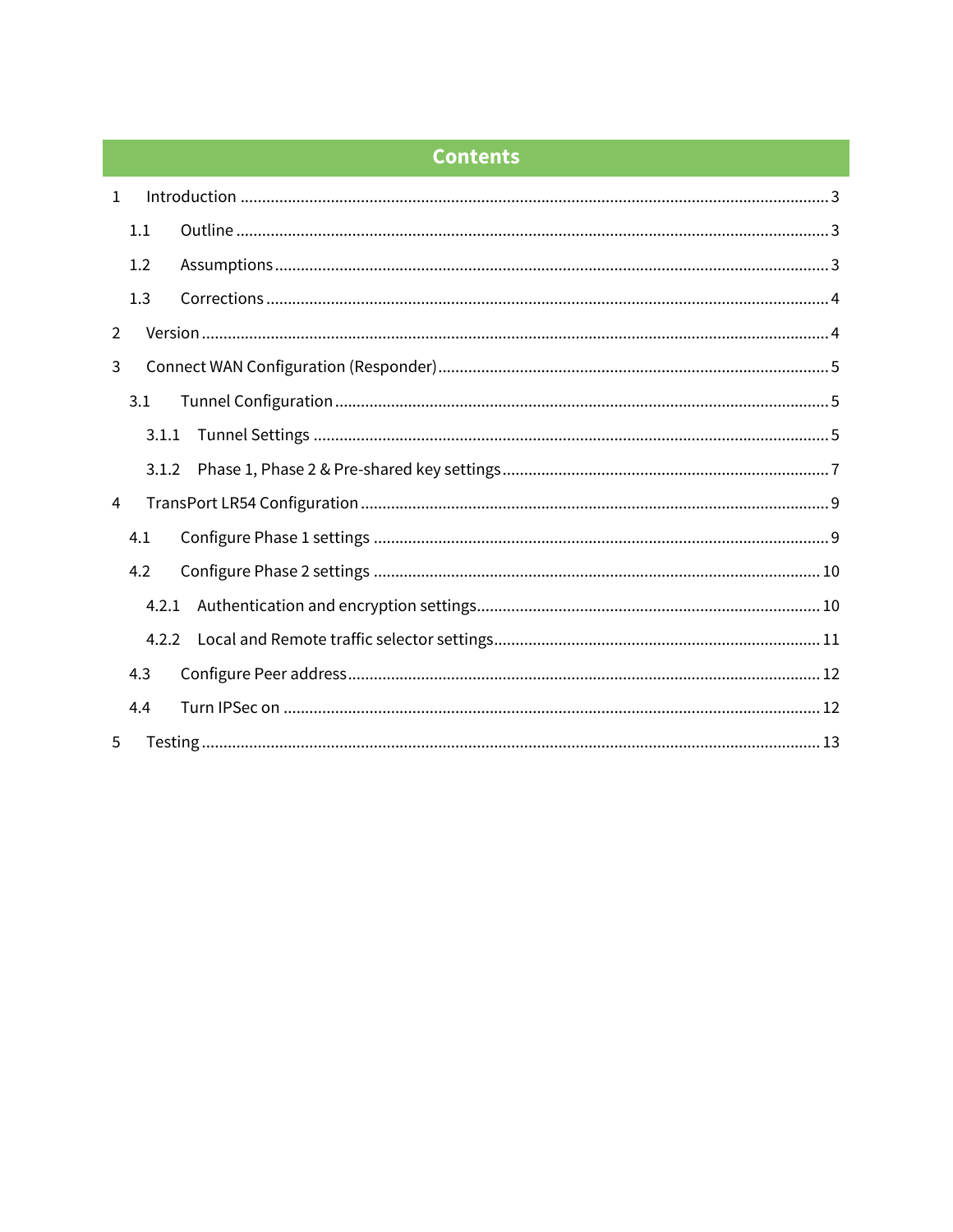# Contents

1 Introduction ........................................................................................................ 3

  1.1 Outline ........................................................................................................ 3

  1.2 Assumptions ................................................................................................ 3

  1.3 Corrections .................................................................................................. 4

2 Version ................................................................................................................ 4

3 Connect WAN Configuration (Responder) .......................................................... 5

  3.1 Tunnel Configuration .................................................................................. 5

    3.1.1 Tunnel Settings ....................................................................................... 5

    3.1.2 Phase 1, Phase 2 & Pre-shared key settings ........................................... 7

4 TransPort LR54 Configuration ............................................................................. 9

  4.1 Configure Phase 1 settings .......................................................................... 9

  4.2 Configure Phase 2 settings ........................................................................ 10

    4.2.1 Authentication and encryption settings ............................................... 10

    4.2.2 Local and Remote traffic selector settings ........................................... 11

  4.3 Configure Peer address .............................................................................. 12

  4.4 Turn IPSec on ............................................................................................. 12

5 Testing ............................................................................................................... 13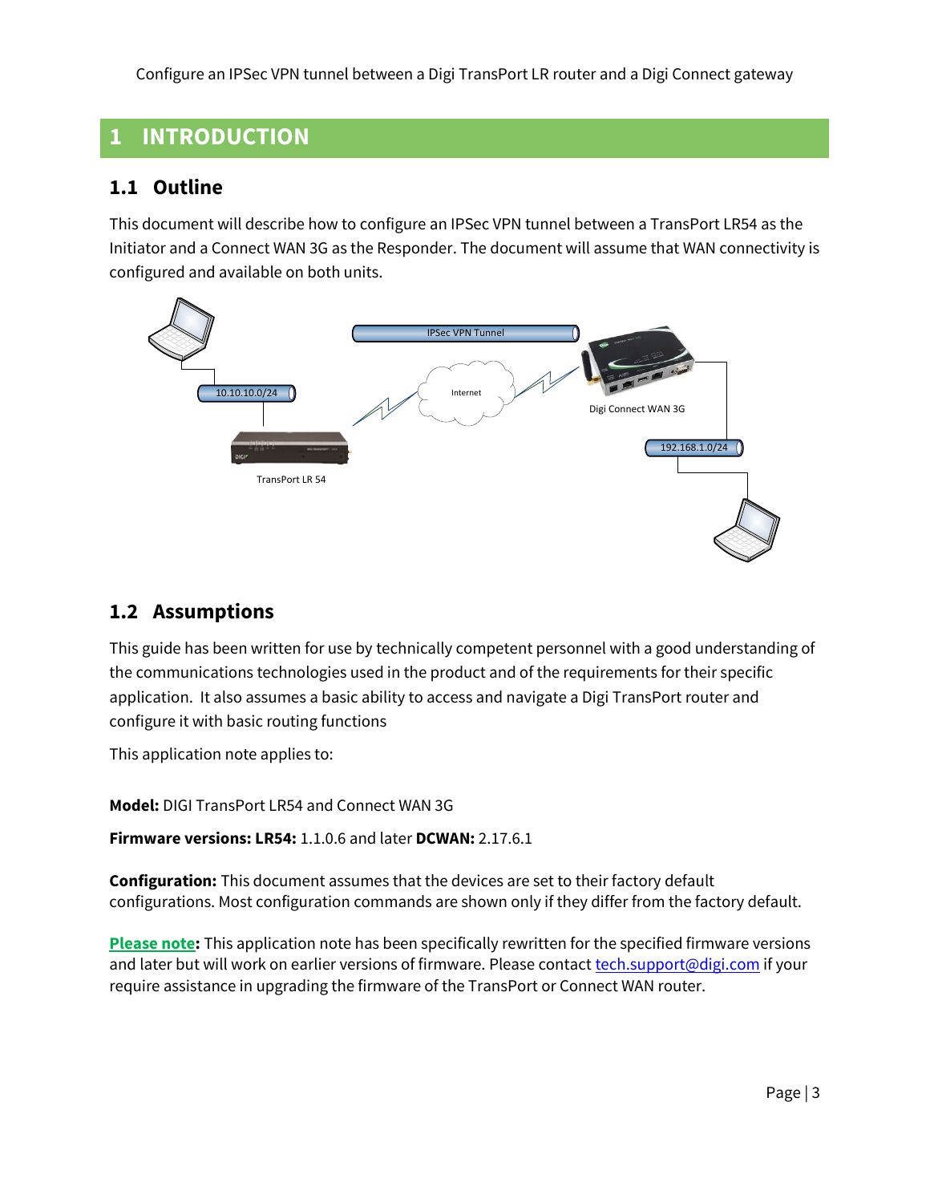# 1 INTRODUCTION

## 1.1 Outline

This document will describe how to configure an IPSec VPN tunnel between a TransPort LR54 as the Initiator and a Connect WAN 3G as the Responder. The document will assume that WAN connectivity is configured and available on both units.

## 1.2 Assumptions

This guide has been written for use by technically competent personnel with a good understanding of the communications technologies used in the product and of the requirements for their specific application. It also assumes a basic ability to access and navigate a Digi TransPort router and configure it with basic routing functions

This application note applies to:

**Model:** DIGI TransPort LR54 and Connect WAN 3G

**Firmware versions: LR54:** 1.1.0.6 and later **DCWAN:** 2.17.6.1

**Configuration:** This document assumes that the devices are set to their factory default configurations. Most configuration commands are shown only if they differ from the factory default.

**Please note:** This application note has been specifically rewritten for the specified firmware versions and later but will work on earlier versions of firmware. Please contact tech.support@digi.com if your require assistance in upgrading the firmware of the TransPort or Connect WAN router.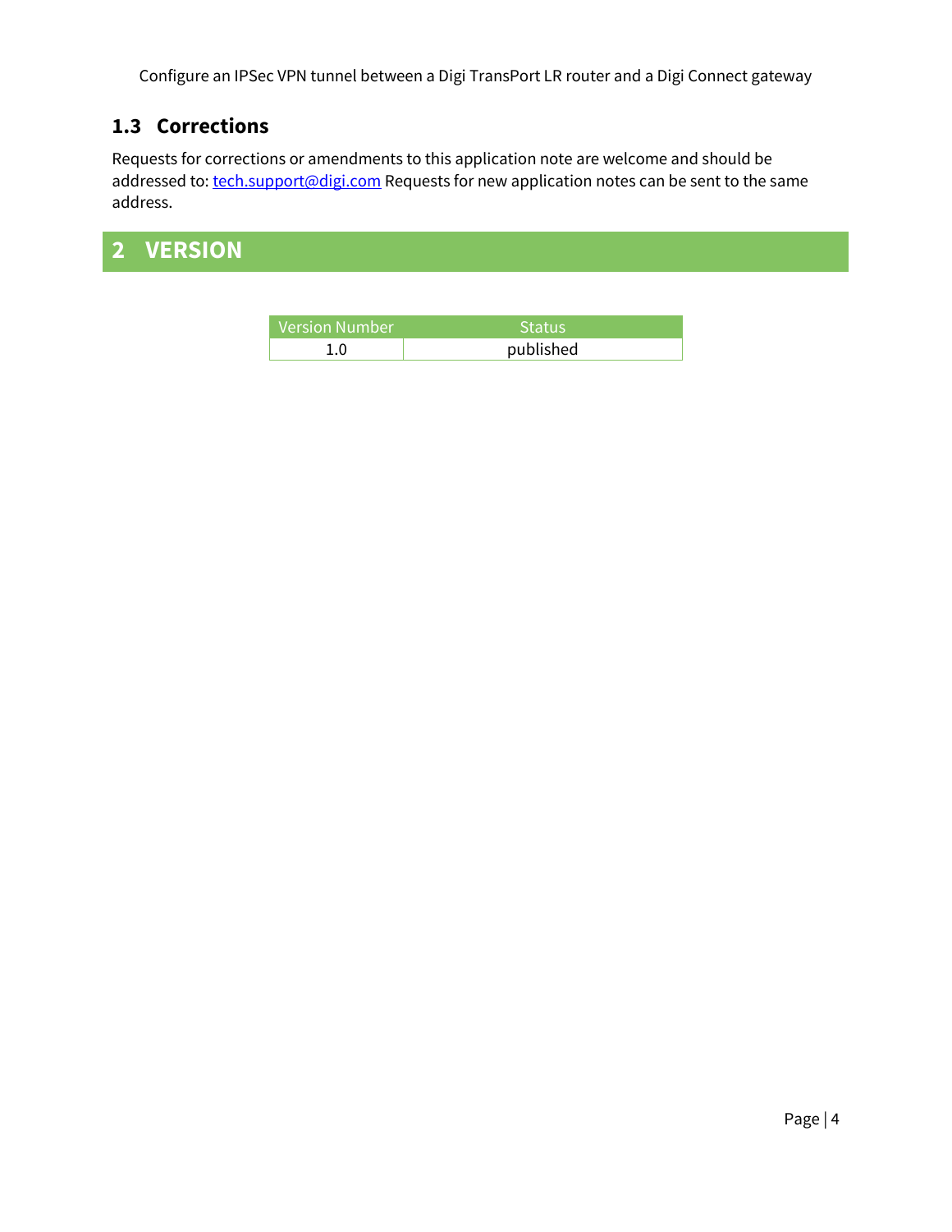## 1.3 Corrections

Requests for corrections or amendments to this application note are welcome and should be addressed to: tech.support@digi.com Requests for new application notes can be sent to the same address.

# 2 VERSION

| Version Number | Status |
| --- | --- |
| 1.0 | published |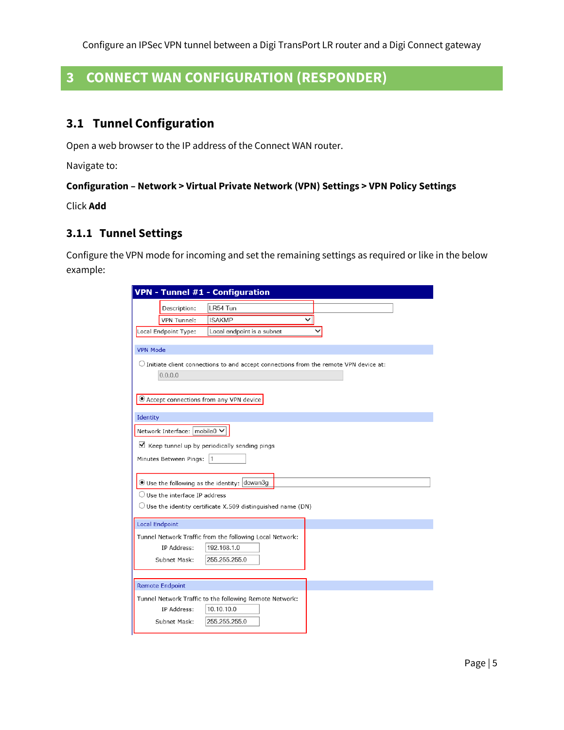# 3 CONNECT WAN CONFIGURATION (RESPONDER)

## 3.1 Tunnel Configuration

Open a web browser to the IP address of the Connect WAN router.

Navigate to:

**Configuration – Network > Virtual Private Network (VPN) Settings > VPN Policy Settings**

Click **Add**

### 3.1.1 Tunnel Settings

Configure the VPN mode for incoming and set the remaining settings as required or like in the below example:

**VPN - Tunnel #1 - Configuration**

Description: LR54 Tun

VPN Tunnel: ISAKMP

Local Endpoint Type: Local endpoint is a subnet

**VPN Mode**

( ) Initiate client connections to and accept connections from the remote VPN device at: 0.0.0.0

(•) Accept connections from any VPN device

**Identity**

Network Interface: mobile0

[x] Keep tunnel up by periodically sending pings

Minutes Between Pings: 1

(•) Use the following as the identity: dowan3g

( ) Use the interface IP address

( ) Use the identity certificate X.509 distinguished name (DN)

**Local Endpoint**

Tunnel Network Traffic from the following Local Network:

IP Address: 192.168.1.0

Subnet Mask: 255.255.255.0

**Remote Endpoint**

Tunnel Network Traffic to the following Remote Network:

IP Address: 10.10.10.0

Subnet Mask: 255.255.255.0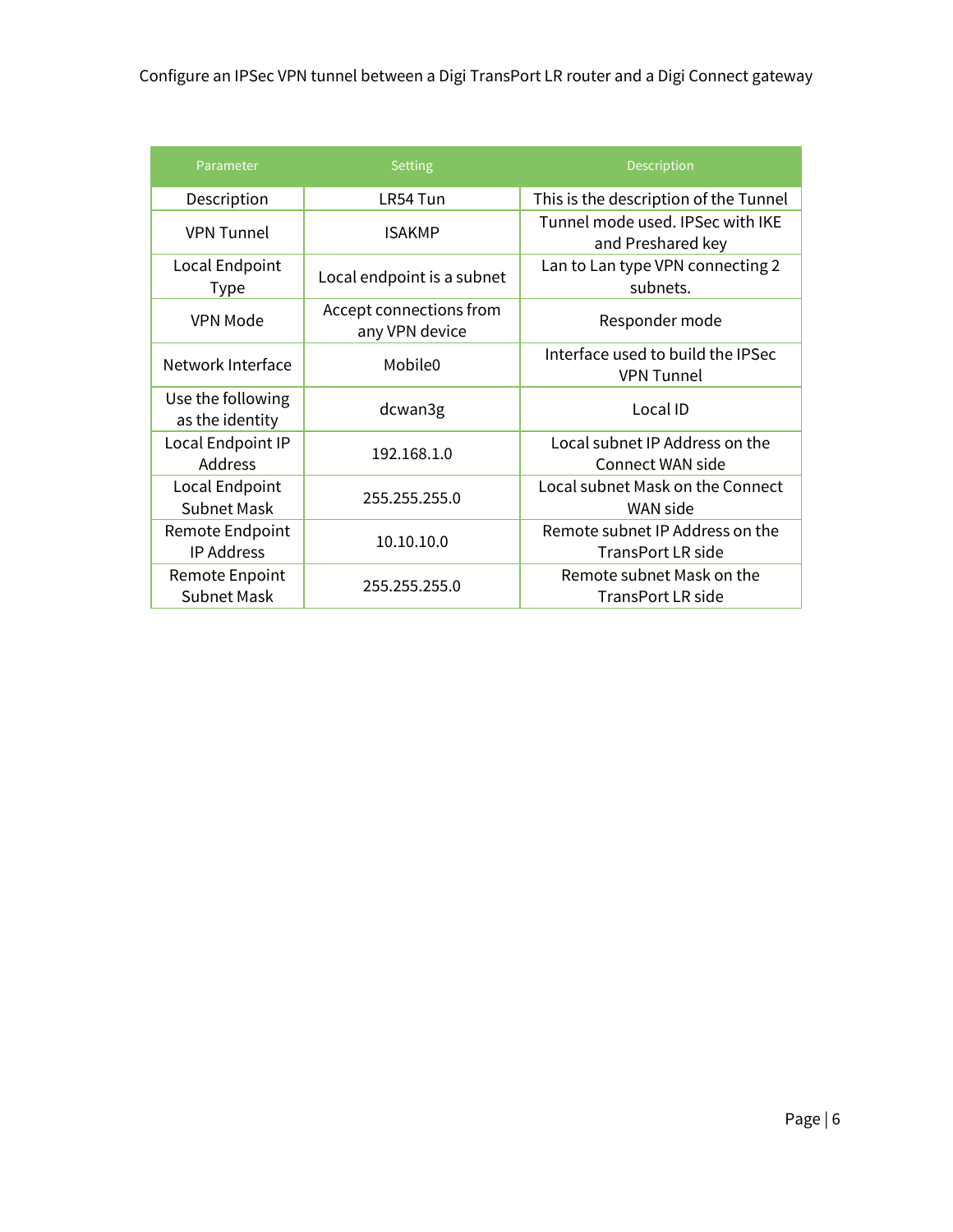| Parameter | Setting | Description |
| --- | --- | --- |
| Description | LR54 Tun | This is the description of the Tunnel |
| VPN Tunnel | ISAKMP | Tunnel mode used. IPSec with IKE and Preshared key |
| Local Endpoint Type | Local endpoint is a subnet | Lan to Lan type VPN connecting 2 subnets. |
| VPN Mode | Accept connections from any VPN device | Responder mode |
| Network Interface | Mobile0 | Interface used to build the IPSec VPN Tunnel |
| Use the following as the identity | dcwan3g | Local ID |
| Local Endpoint IP Address | 192.168.1.0 | Local subnet IP Address on the Connect WAN side |
| Local Endpoint Subnet Mask | 255.255.255.0 | Local subnet Mask on the Connect WAN side |
| Remote Endpoint IP Address | 10.10.10.0 | Remote subnet IP Address on the TransPort LR side |
| Remote Enpoint Subnet Mask | 255.255.255.0 | Remote subnet Mask on the TransPort LR side |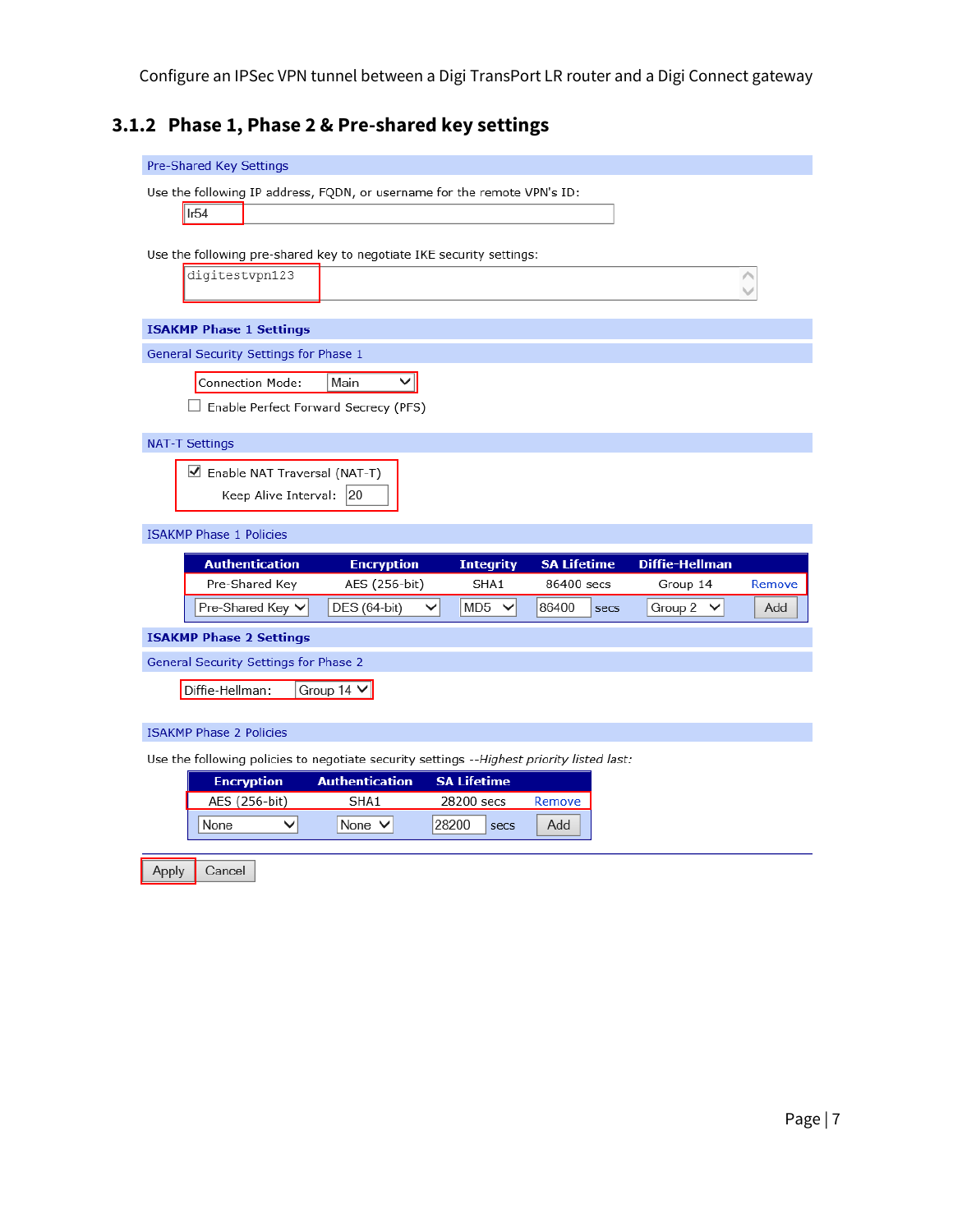## 3.1.2 Phase 1, Phase 2 & Pre-shared key settings

**Pre-Shared Key Settings**

Use the following IP address, FQDN, or username for the remote VPN's ID:

lr54

Use the following pre-shared key to negotiate IKE security settings:

digitestvpn123

**ISAKMP Phase 1 Settings**

General Security Settings for Phase 1

Connection Mode: Main

☐ Enable Perfect Forward Secrecy (PFS)

NAT-T Settings

☑ Enable NAT Traversal (NAT-T)

Keep Alive Interval: 20

ISAKMP Phase 1 Policies

| Authentication | Encryption | Integrity | SA Lifetime | Diffie-Hellman | |
|---|---|---|---|---|---|
| Pre-Shared Key | AES (256-bit) | SHA1 | 86400 secs | Group 14 | Remove |
| Pre-Shared Key | DES (64-bit) | MD5 | 86400 secs | Group 2 | Add |

**ISAKMP Phase 2 Settings**

General Security Settings for Phase 2

Diffie-Hellman: Group 14

ISAKMP Phase 2 Policies

Use the following policies to negotiate security settings --*Highest priority listed last:*

| Encryption | Authentication | SA Lifetime | |
|---|---|---|---|
| AES (256-bit) | SHA1 | 28200 secs | Remove |
| None | None | 28200 secs | Add |

Apply Cancel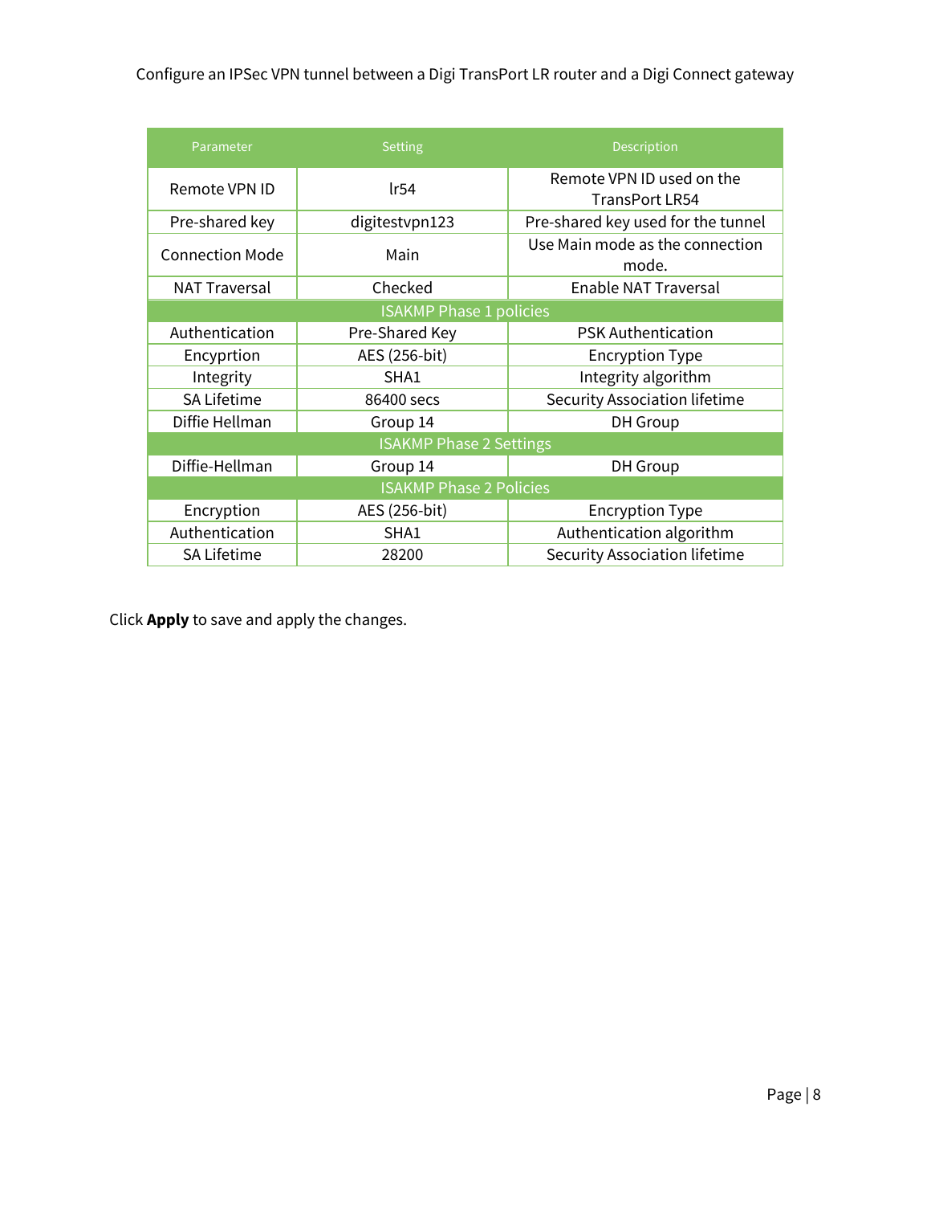| Parameter | Setting | Description |
| --- | --- | --- |
| Remote VPN ID | lr54 | Remote VPN ID used on the TransPort LR54 |
| Pre-shared key | digitestvpn123 | Pre-shared key used for the tunnel |
| Connection Mode | Main | Use Main mode as the connection mode. |
| NAT Traversal | Checked | Enable NAT Traversal |
| ISAKMP Phase 1 policies | | |
| Authentication | Pre-Shared Key | PSK Authentication |
| Encyprtion | AES (256-bit) | Encryption Type |
| Integrity | SHA1 | Integrity algorithm |
| SA Lifetime | 86400 secs | Security Association lifetime |
| Diffie Hellman | Group 14 | DH Group |
| ISAKMP Phase 2 Settings | | |
| Diffie-Hellman | Group 14 | DH Group |
| ISAKMP Phase 2 Policies | | |
| Encryption | AES (256-bit) | Encryption Type |
| Authentication | SHA1 | Authentication algorithm |
| SA Lifetime | 28200 | Security Association lifetime |

Click **Apply** to save and apply the changes.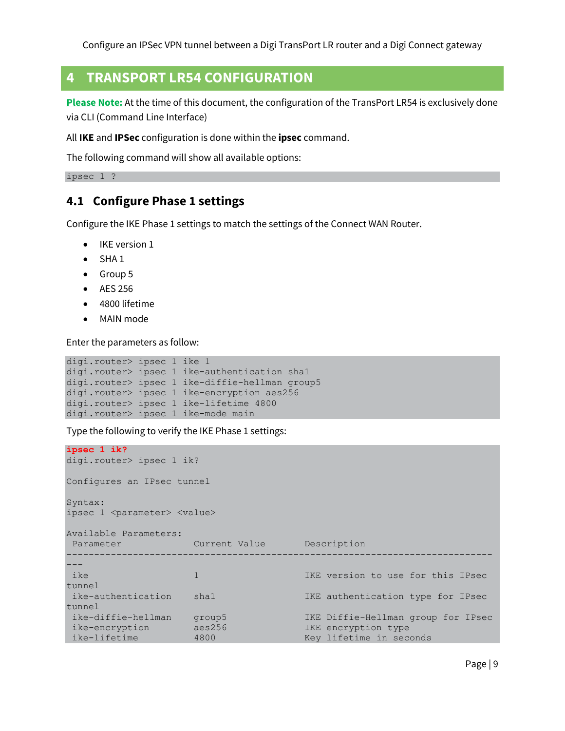## 4 TRANSPORT LR54 CONFIGURATION

**Please Note:** At the time of this document, the configuration of the TransPort LR54 is exclusively done via CLI (Command Line Interface)

All **IKE** and **IPSec** configuration is done within the **ipsec** command.

The following command will show all available options:

```
ipsec 1 ?
```

### 4.1 Configure Phase 1 settings

Configure the IKE Phase 1 settings to match the settings of the Connect WAN Router.

- IKE version 1
- SHA 1
- Group 5
- AES 256
- 4800 lifetime
- MAIN mode

Enter the parameters as follow:

```
digi.router> ipsec 1 ike 1
digi.router> ipsec 1 ike-authentication sha1
digi.router> ipsec 1 ike-diffie-hellman group5
digi.router> ipsec 1 ike-encryption aes256
digi.router> ipsec 1 ike-lifetime 4800
digi.router> ipsec 1 ike-mode main
```

Type the following to verify the IKE Phase 1 settings:

```
ipsec 1 ik?
digi.router> ipsec 1 ik?

Configures an IPsec tunnel

Syntax:
ipsec 1 <parameter> <value>

Available Parameters:
 Parameter              Current Value        Description
-------------------------------------------------------------------------------
---
 ike                    1                    IKE version to use for this IPsec
tunnel
 ike-authentication     sha1                 IKE authentication type for IPsec
tunnel
 ike-diffie-hellman     group5               IKE Diffie-Hellman group for IPsec
 ike-encryption         aes256               IKE encryption type
 ike-lifetime           4800                 Key lifetime in seconds
```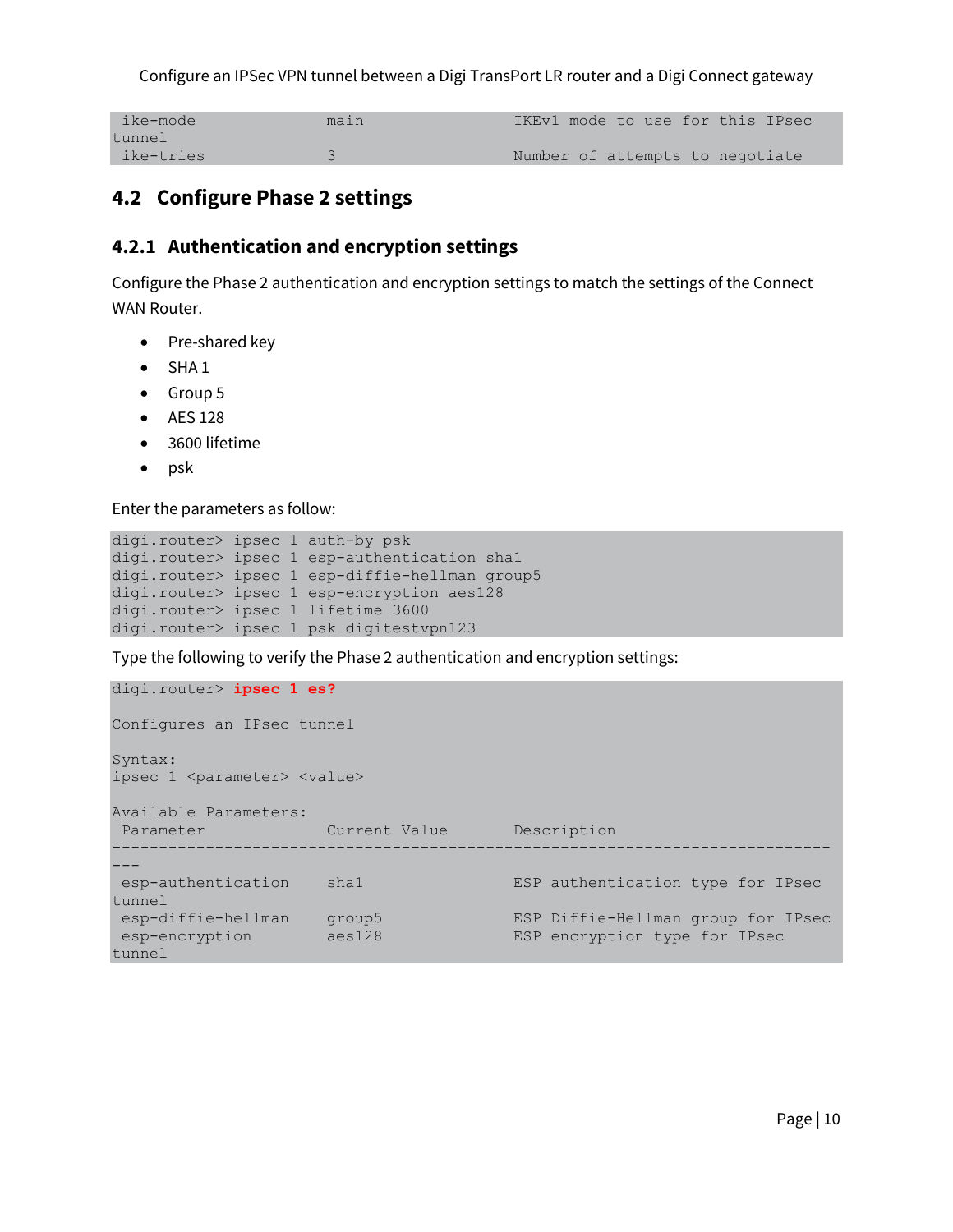```
 ike-mode              main                 IKEv1 mode to use for this IPsec
tunnel
 ike-tries             3                    Number of attempts to negotiate
```

## 4.2 Configure Phase 2 settings

### 4.2.1 Authentication and encryption settings

Configure the Phase 2 authentication and encryption settings to match the settings of the Connect WAN Router.

- Pre-shared key
- SHA 1
- Group 5
- AES 128
- 3600 lifetime
- psk

Enter the parameters as follow:

```
digi.router> ipsec 1 auth-by psk
digi.router> ipsec 1 esp-authentication sha1
digi.router> ipsec 1 esp-diffie-hellman group5
digi.router> ipsec 1 esp-encryption aes128
digi.router> ipsec 1 lifetime 3600
digi.router> ipsec 1 psk digitestvpn123
```

Type the following to verify the Phase 2 authentication and encryption settings:

```
digi.router> ipsec 1 es?

Configures an IPsec tunnel

Syntax:
ipsec 1 <parameter> <value>

Available Parameters:
 Parameter             Current Value        Description
--------------------------------------------------------------------------
---
 esp-authentication    sha1                 ESP authentication type for IPsec
tunnel
 esp-diffie-hellman    group5               ESP Diffie-Hellman group for IPsec
 esp-encryption        aes128               ESP encryption type for IPsec
tunnel
```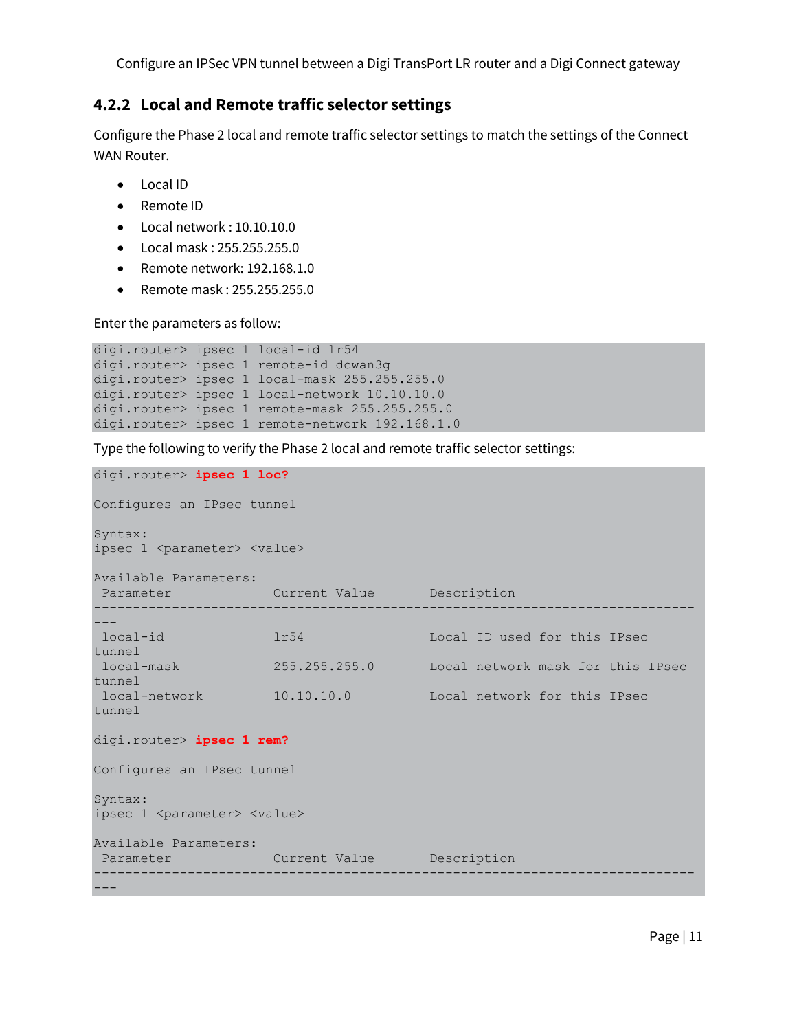### 4.2.2 Local and Remote traffic selector settings

Configure the Phase 2 local and remote traffic selector settings to match the settings of the Connect WAN Router.

- Local ID
- Remote ID
- Local network : 10.10.10.0
- Local mask : 255.255.255.0
- Remote network: 192.168.1.0
- Remote mask : 255.255.255.0

Enter the parameters as follow:

```
digi.router> ipsec 1 local-id lr54
digi.router> ipsec 1 remote-id dcwan3g
digi.router> ipsec 1 local-mask 255.255.255.0
digi.router> ipsec 1 local-network 10.10.10.0
digi.router> ipsec 1 remote-mask 255.255.255.0
digi.router> ipsec 1 remote-network 192.168.1.0
```

Type the following to verify the Phase 2 local and remote traffic selector settings:

```
digi.router> ipsec 1 loc?

Configures an IPsec tunnel

Syntax:
ipsec 1 <parameter> <value>

Available Parameters:
 Parameter            Current Value        Description
-----------------------------------------------------------------------------
---
 local-id             lr54                 Local ID used for this IPsec
tunnel
 local-mask           255.255.255.0        Local network mask for this IPsec
tunnel
 local-network        10.10.10.0           Local network for this IPsec
tunnel

digi.router> ipsec 1 rem?

Configures an IPsec tunnel

Syntax:
ipsec 1 <parameter> <value>

Available Parameters:
 Parameter            Current Value        Description
-----------------------------------------------------------------------------
---
```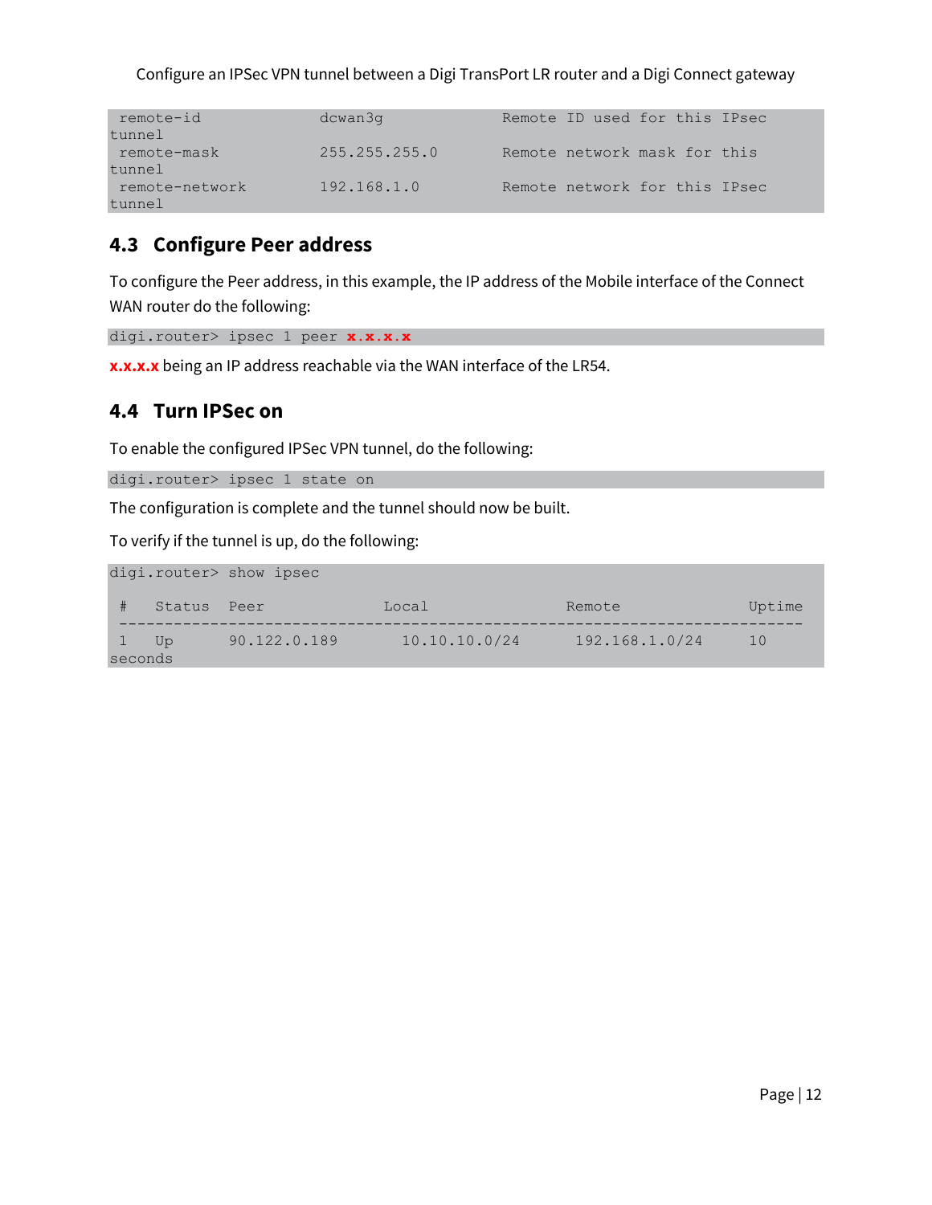```
 remote-id              dcwan3g            Remote ID used for this IPsec
tunnel
 remote-mask            255.255.255.0      Remote network mask for this
tunnel
 remote-network         192.168.1.0        Remote network for this IPsec
tunnel
```

## 4.3 Configure Peer address

To configure the Peer address, in this example, the IP address of the Mobile interface of the Connect WAN router do the following:

```
digi.router> ipsec 1 peer x.x.x.x
```

**x.x.x.x** being an IP address reachable via the WAN interface of the LR54.

## 4.4 Turn IPSec on

To enable the configured IPSec VPN tunnel, do the following:

```
digi.router> ipsec 1 state on
```

The configuration is complete and the tunnel should now be built.

To verify if the tunnel is up, do the following:

```
digi.router> show ipsec

 #   Status  Peer             Local             Remote            Uptime
 ------------------------------------------------------------------------
 1   Up      90.122.0.189     10.10.10.0/24     192.168.1.0/24    10
seconds
```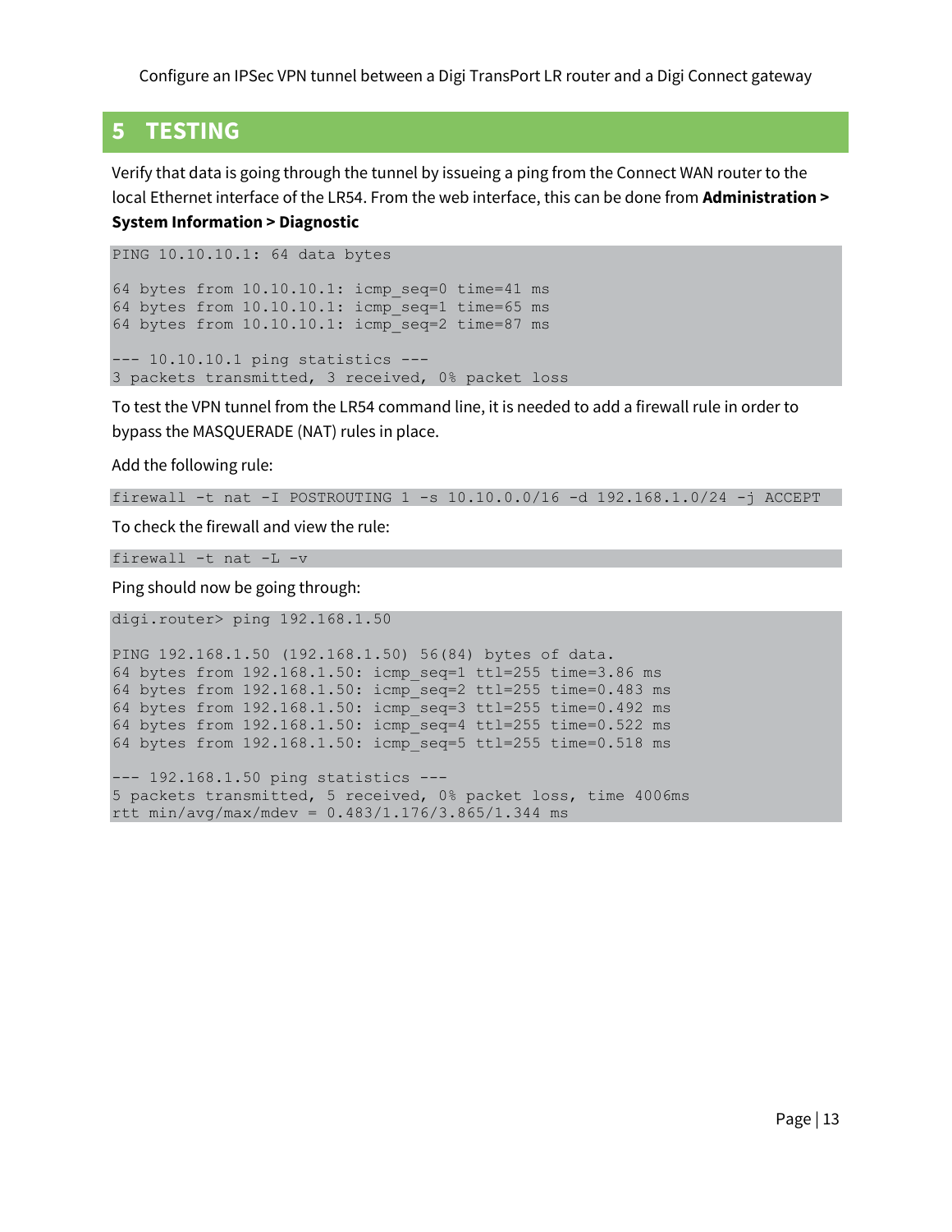# 5 TESTING

Verify that data is going through the tunnel by issueing a ping from the Connect WAN router to the local Ethernet interface of the LR54. From the web interface, this can be done from **Administration > System Information > Diagnostic**

```
PING 10.10.10.1: 64 data bytes

64 bytes from 10.10.10.1: icmp_seq=0 time=41 ms
64 bytes from 10.10.10.1: icmp_seq=1 time=65 ms
64 bytes from 10.10.10.1: icmp_seq=2 time=87 ms

--- 10.10.10.1 ping statistics ---
3 packets transmitted, 3 received, 0% packet loss
```

To test the VPN tunnel from the LR54 command line, it is needed to add a firewall rule in order to bypass the MASQUERADE (NAT) rules in place.

Add the following rule:

```
firewall -t nat -I POSTROUTING 1 -s 10.10.0.0/16 -d 192.168.1.0/24 -j ACCEPT
```

To check the firewall and view the rule:

```
firewall -t nat -L -v
```

Ping should now be going through:

```
digi.router> ping 192.168.1.50

PING 192.168.1.50 (192.168.1.50) 56(84) bytes of data.
64 bytes from 192.168.1.50: icmp_seq=1 ttl=255 time=3.86 ms
64 bytes from 192.168.1.50: icmp_seq=2 ttl=255 time=0.483 ms
64 bytes from 192.168.1.50: icmp_seq=3 ttl=255 time=0.492 ms
64 bytes from 192.168.1.50: icmp_seq=4 ttl=255 time=0.522 ms
64 bytes from 192.168.1.50: icmp_seq=5 ttl=255 time=0.518 ms

--- 192.168.1.50 ping statistics ---
5 packets transmitted, 5 received, 0% packet loss, time 4006ms
rtt min/avg/max/mdev = 0.483/1.176/3.865/1.344 ms
```